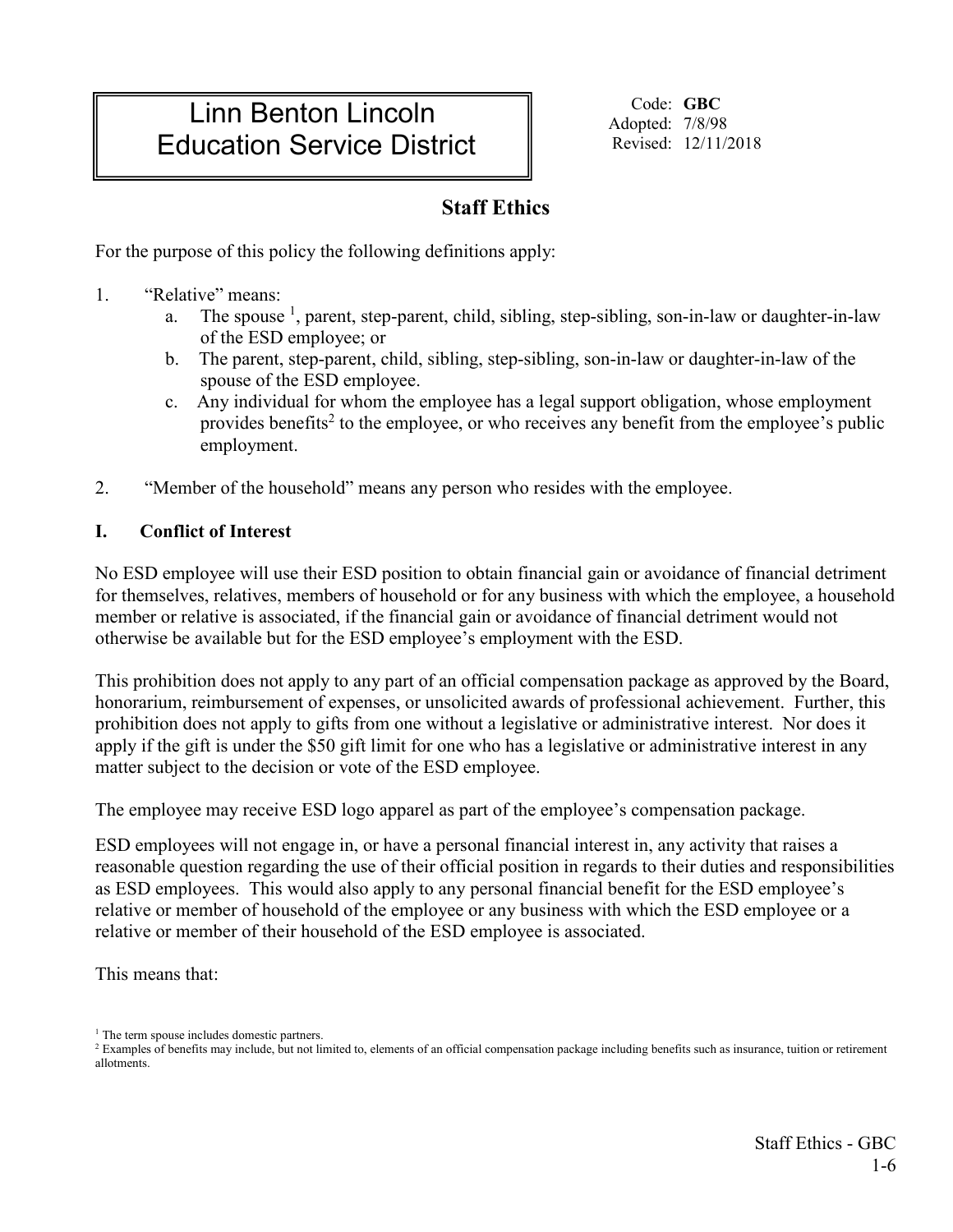# Linn Benton Lincoln Education Service District

Code: **GBC**
Adopted: 7/8/98
Revised: 12/11/2018

## Staff Ethics

For the purpose of this policy the following definitions apply:

1. "Relative" means:
   a. The spouse [1], parent, step-parent, child, sibling, step-sibling, son-in-law or daughter-in-law of the ESD employee; or
   b. The parent, step-parent, child, sibling, step-sibling, son-in-law or daughter-in-law of the spouse of the ESD employee.
   c. Any individual for whom the employee has a legal support obligation, whose employment provides benefits[2] to the employee, or who receives any benefit from the employee's public employment.

2. "Member of the household" means any person who resides with the employee.

### I. Conflict of Interest

No ESD employee will use their ESD position to obtain financial gain or avoidance of financial detriment for themselves, relatives, members of household or for any business with which the employee, a household member or relative is associated, if the financial gain or avoidance of financial detriment would not otherwise be available but for the ESD employee's employment with the ESD.

This prohibition does not apply to any part of an official compensation package as approved by the Board, honorarium, reimbursement of expenses, or unsolicited awards of professional achievement. Further, this prohibition does not apply to gifts from one without a legislative or administrative interest. Nor does it apply if the gift is under the $50 gift limit for one who has a legislative or administrative interest in any matter subject to the decision or vote of the ESD employee.

The employee may receive ESD logo apparel as part of the employee's compensation package.

ESD employees will not engage in, or have a personal financial interest in, any activity that raises a reasonable question regarding the use of their official position in regards to their duties and responsibilities as ESD employees. This would also apply to any personal financial benefit for the ESD employee's relative or member of household of the employee or any business with which the ESD employee or a relative or member of their household of the ESD employee is associated.

This means that:

[1] The term spouse includes domestic partners.
[2] Examples of benefits may include, but not limited to, elements of an official compensation package including benefits such as insurance, tuition or retirement allotments.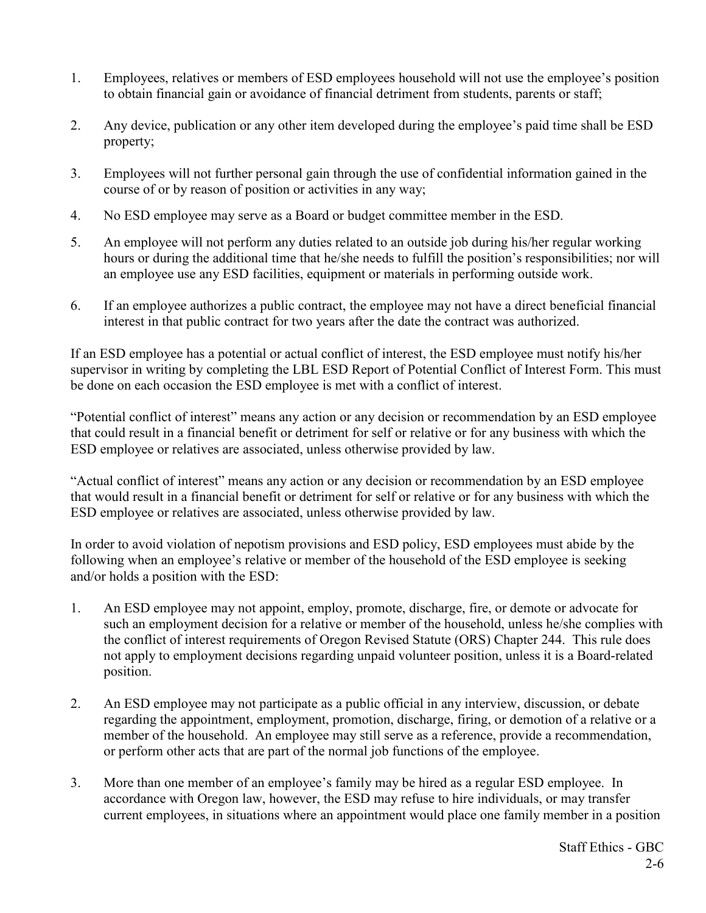1. Employees, relatives or members of ESD employees household will not use the employee's position to obtain financial gain or avoidance of financial detriment from students, parents or staff;

2. Any device, publication or any other item developed during the employee's paid time shall be ESD property;

3. Employees will not further personal gain through the use of confidential information gained in the course of or by reason of position or activities in any way;

4. No ESD employee may serve as a Board or budget committee member in the ESD.

5. An employee will not perform any duties related to an outside job during his/her regular working hours or during the additional time that he/she needs to fulfill the position's responsibilities; nor will an employee use any ESD facilities, equipment or materials in performing outside work.

6. If an employee authorizes a public contract, the employee may not have a direct beneficial financial interest in that public contract for two years after the date the contract was authorized.

If an ESD employee has a potential or actual conflict of interest, the ESD employee must notify his/her supervisor in writing by completing the LBL ESD Report of Potential Conflict of Interest Form. This must be done on each occasion the ESD employee is met with a conflict of interest.

"Potential conflict of interest" means any action or any decision or recommendation by an ESD employee that could result in a financial benefit or detriment for self or relative or for any business with which the ESD employee or relatives are associated, unless otherwise provided by law.

"Actual conflict of interest" means any action or any decision or recommendation by an ESD employee that would result in a financial benefit or detriment for self or relative or for any business with which the ESD employee or relatives are associated, unless otherwise provided by law.

In order to avoid violation of nepotism provisions and ESD policy, ESD employees must abide by the following when an employee's relative or member of the household of the ESD employee is seeking and/or holds a position with the ESD:

1. An ESD employee may not appoint, employ, promote, discharge, fire, or demote or advocate for such an employment decision for a relative or member of the household, unless he/she complies with the conflict of interest requirements of Oregon Revised Statute (ORS) Chapter 244. This rule does not apply to employment decisions regarding unpaid volunteer position, unless it is a Board-related position.

2. An ESD employee may not participate as a public official in any interview, discussion, or debate regarding the appointment, employment, promotion, discharge, firing, or demotion of a relative or a member of the household. An employee may still serve as a reference, provide a recommendation, or perform other acts that are part of the normal job functions of the employee.

3. More than one member of an employee's family may be hired as a regular ESD employee. In accordance with Oregon law, however, the ESD may refuse to hire individuals, or may transfer current employees, in situations where an appointment would place one family member in a position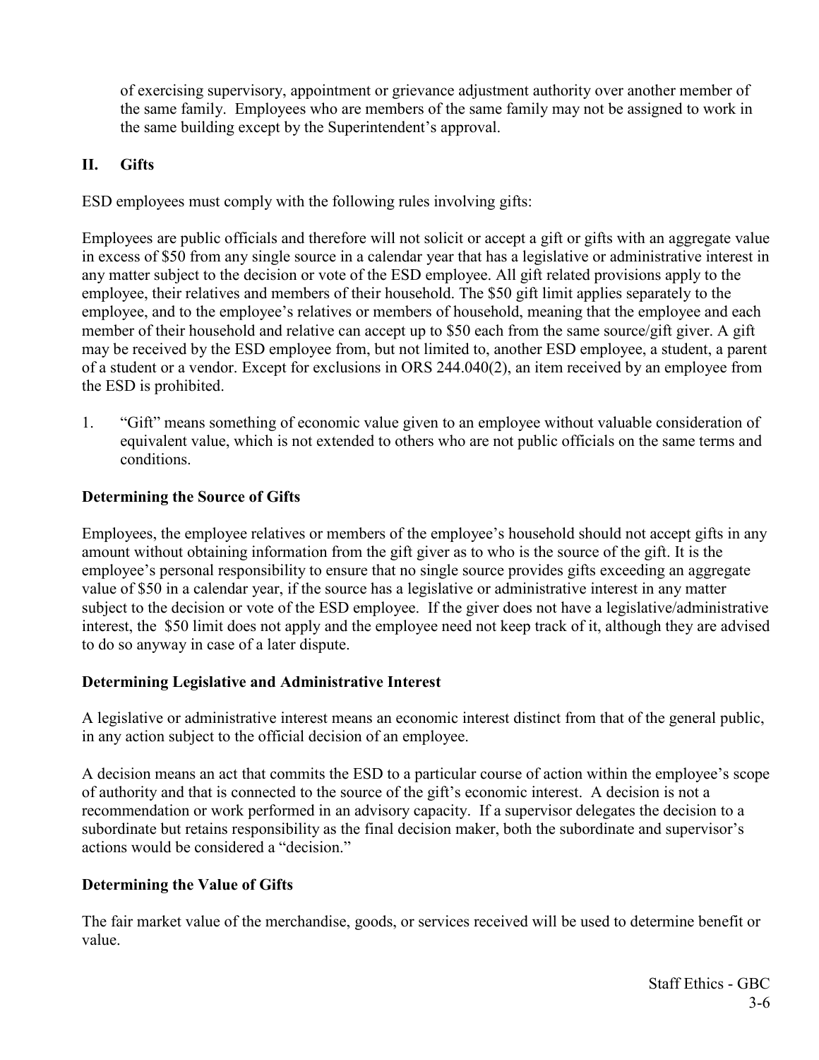of exercising supervisory, appointment or grievance adjustment authority over another member of the same family. Employees who are members of the same family may not be assigned to work in the same building except by the Superintendent's approval.

## II. Gifts

ESD employees must comply with the following rules involving gifts:

Employees are public officials and therefore will not solicit or accept a gift or gifts with an aggregate value in excess of $50 from any single source in a calendar year that has a legislative or administrative interest in any matter subject to the decision or vote of the ESD employee. All gift related provisions apply to the employee, their relatives and members of their household. The $50 gift limit applies separately to the employee, and to the employee's relatives or members of household, meaning that the employee and each member of their household and relative can accept up to $50 each from the same source/gift giver. A gift may be received by the ESD employee from, but not limited to, another ESD employee, a student, a parent of a student or a vendor. Except for exclusions in ORS 244.040(2), an item received by an employee from the ESD is prohibited.

1. "Gift" means something of economic value given to an employee without valuable consideration of equivalent value, which is not extended to others who are not public officials on the same terms and conditions.

### Determining the Source of Gifts

Employees, the employee relatives or members of the employee's household should not accept gifts in any amount without obtaining information from the gift giver as to who is the source of the gift. It is the employee's personal responsibility to ensure that no single source provides gifts exceeding an aggregate value of $50 in a calendar year, if the source has a legislative or administrative interest in any matter subject to the decision or vote of the ESD employee. If the giver does not have a legislative/administrative interest, the $50 limit does not apply and the employee need not keep track of it, although they are advised to do so anyway in case of a later dispute.

### Determining Legislative and Administrative Interest

A legislative or administrative interest means an economic interest distinct from that of the general public, in any action subject to the official decision of an employee.

A decision means an act that commits the ESD to a particular course of action within the employee's scope of authority and that is connected to the source of the gift's economic interest. A decision is not a recommendation or work performed in an advisory capacity. If a supervisor delegates the decision to a subordinate but retains responsibility as the final decision maker, both the subordinate and supervisor's actions would be considered a "decision."

### Determining the Value of Gifts

The fair market value of the merchandise, goods, or services received will be used to determine benefit or value.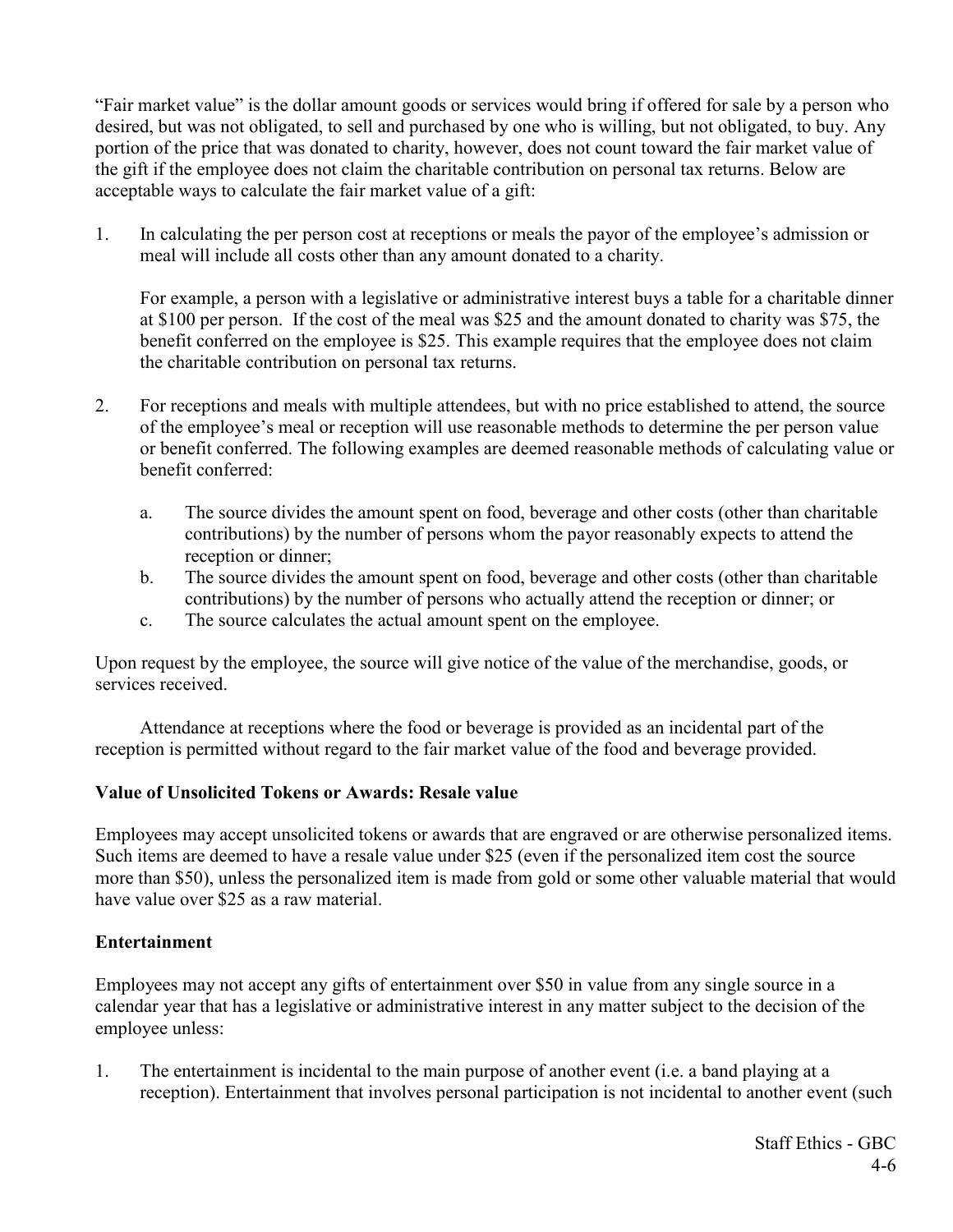"Fair market value" is the dollar amount goods or services would bring if offered for sale by a person who desired, but was not obligated, to sell and purchased by one who is willing, but not obligated, to buy. Any portion of the price that was donated to charity, however, does not count toward the fair market value of the gift if the employee does not claim the charitable contribution on personal tax returns. Below are acceptable ways to calculate the fair market value of a gift:

1. In calculating the per person cost at receptions or meals the payor of the employee's admission or meal will include all costs other than any amount donated to a charity.

   For example, a person with a legislative or administrative interest buys a table for a charitable dinner at $100 per person. If the cost of the meal was $25 and the amount donated to charity was $75, the benefit conferred on the employee is $25. This example requires that the employee does not claim the charitable contribution on personal tax returns.

2. For receptions and meals with multiple attendees, but with no price established to attend, the source of the employee's meal or reception will use reasonable methods to determine the per person value or benefit conferred. The following examples are deemed reasonable methods of calculating value or benefit conferred:

   a. The source divides the amount spent on food, beverage and other costs (other than charitable contributions) by the number of persons whom the payor reasonably expects to attend the reception or dinner;
   b. The source divides the amount spent on food, beverage and other costs (other than charitable contributions) by the number of persons who actually attend the reception or dinner; or
   c. The source calculates the actual amount spent on the employee.

Upon request by the employee, the source will give notice of the value of the merchandise, goods, or services received.

Attendance at receptions where the food or beverage is provided as an incidental part of the reception is permitted without regard to the fair market value of the food and beverage provided.

**Value of Unsolicited Tokens or Awards: Resale value**

Employees may accept unsolicited tokens or awards that are engraved or are otherwise personalized items. Such items are deemed to have a resale value under $25 (even if the personalized item cost the source more than $50), unless the personalized item is made from gold or some other valuable material that would have value over $25 as a raw material.

**Entertainment**

Employees may not accept any gifts of entertainment over $50 in value from any single source in a calendar year that has a legislative or administrative interest in any matter subject to the decision of the employee unless:

1. The entertainment is incidental to the main purpose of another event (i.e. a band playing at a reception). Entertainment that involves personal participation is not incidental to another event (such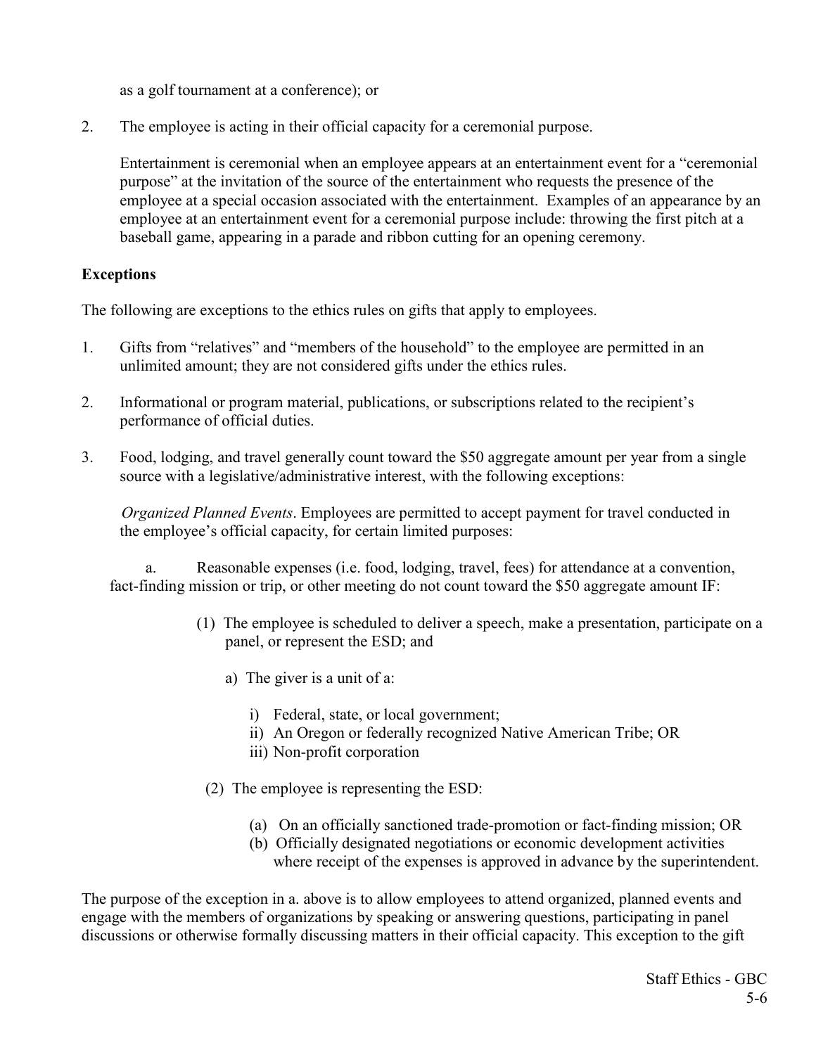as a golf tournament at a conference); or

2. The employee is acting in their official capacity for a ceremonial purpose.

   Entertainment is ceremonial when an employee appears at an entertainment event for a "ceremonial purpose" at the invitation of the source of the entertainment who requests the presence of the employee at a special occasion associated with the entertainment. Examples of an appearance by an employee at an entertainment event for a ceremonial purpose include: throwing the first pitch at a baseball game, appearing in a parade and ribbon cutting for an opening ceremony.

**Exceptions**

The following are exceptions to the ethics rules on gifts that apply to employees.

1. Gifts from "relatives" and "members of the household" to the employee are permitted in an unlimited amount; they are not considered gifts under the ethics rules.

2. Informational or program material, publications, or subscriptions related to the recipient's performance of official duties.

3. Food, lodging, and travel generally count toward the $50 aggregate amount per year from a single source with a legislative/administrative interest, with the following exceptions:

   *Organized Planned Events*. Employees are permitted to accept payment for travel conducted in the employee's official capacity, for certain limited purposes:

   a. Reasonable expenses (i.e. food, lodging, travel, fees) for attendance at a convention, fact-finding mission or trip, or other meeting do not count toward the $50 aggregate amount IF:

      (1) The employee is scheduled to deliver a speech, make a presentation, participate on a panel, or represent the ESD; and

         a) The giver is a unit of a:

            i) Federal, state, or local government;
            ii) An Oregon or federally recognized Native American Tribe; OR
            iii) Non-profit corporation

      (2) The employee is representing the ESD:

         (a) On an officially sanctioned trade-promotion or fact-finding mission; OR
         (b) Officially designated negotiations or economic development activities where receipt of the expenses is approved in advance by the superintendent.

The purpose of the exception in a. above is to allow employees to attend organized, planned events and engage with the members of organizations by speaking or answering questions, participating in panel discussions or otherwise formally discussing matters in their official capacity. This exception to the gift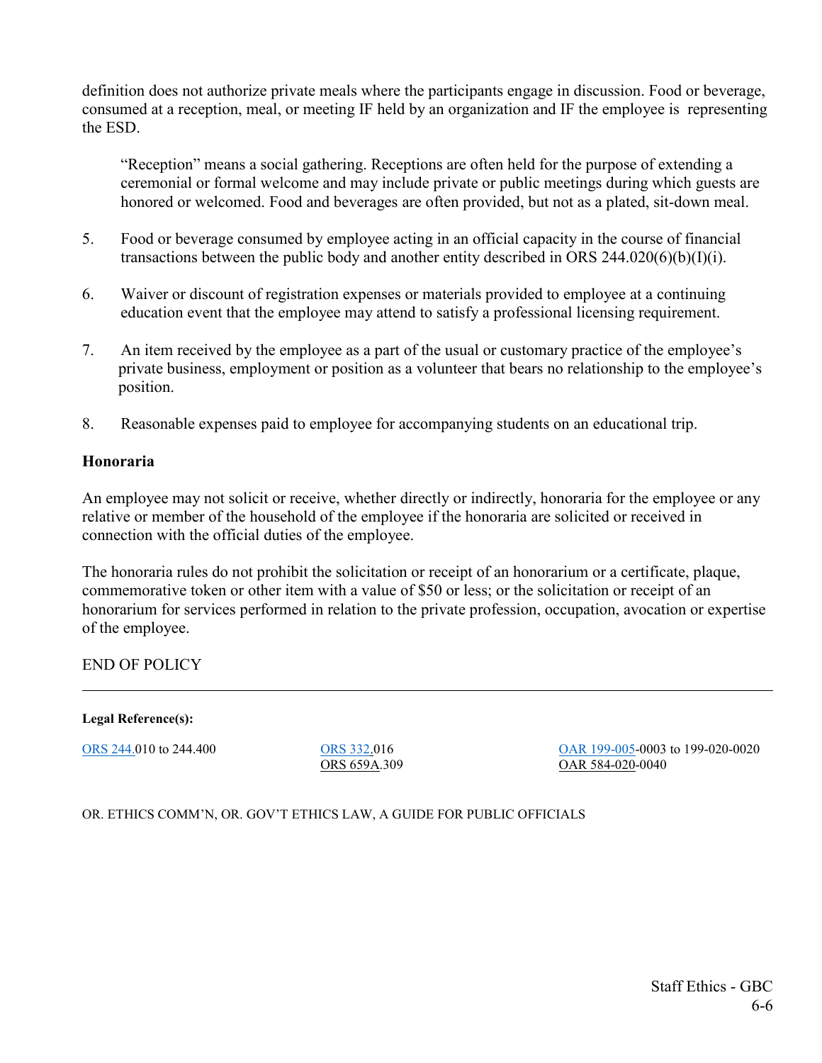definition does not authorize private meals where the participants engage in discussion. Food or beverage, consumed at a reception, meal, or meeting IF held by an organization and IF the employee is representing the ESD.

> "Reception" means a social gathering. Receptions are often held for the purpose of extending a ceremonial or formal welcome and may include private or public meetings during which guests are honored or welcomed. Food and beverages are often provided, but not as a plated, sit-down meal.

5. Food or beverage consumed by employee acting in an official capacity in the course of financial transactions between the public body and another entity described in ORS 244.020(6)(b)(I)(i).
6. Waiver or discount of registration expenses or materials provided to employee at a continuing education event that the employee may attend to satisfy a professional licensing requirement.
7. An item received by the employee as a part of the usual or customary practice of the employee's private business, employment or position as a volunteer that bears no relationship to the employee's position.
8. Reasonable expenses paid to employee for accompanying students on an educational trip.

**Honoraria**

An employee may not solicit or receive, whether directly or indirectly, honoraria for the employee or any relative or member of the household of the employee if the honoraria are solicited or received in connection with the official duties of the employee.

The honoraria rules do not prohibit the solicitation or receipt of an honorarium or a certificate, plaque, commemorative token or other item with a value of $50 or less; or the solicitation or receipt of an honorarium for services performed in relation to the private profession, occupation, avocation or expertise of the employee.

END OF POLICY

---

**Legal Reference(s):**

ORS 244.010 to 244.400

ORS 332.016

ORS 659A.309

OAR 199-005-0003 to 199-020-0020

OAR 584-020-0040

OR. ETHICS COMM'N, OR. GOV'T ETHICS LAW, A GUIDE FOR PUBLIC OFFICIALS